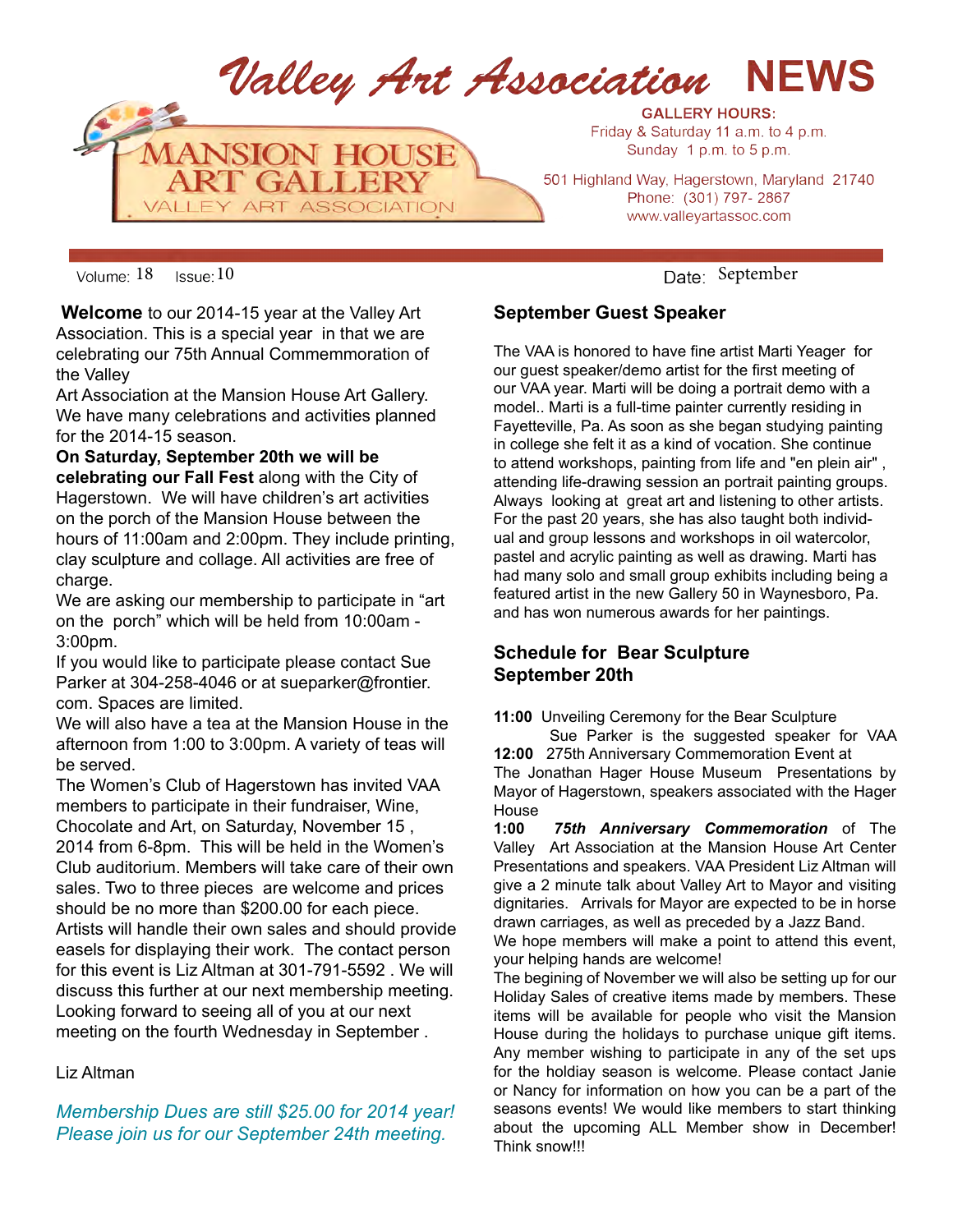# Valley Art Association NEWS

MANSION HOUSE ART GALLERY
VALLEY ART ASSOCIATION

**GALLERY HOURS:**
Friday & Saturday 11 a.m. to 4 p.m.
Sunday 1 p.m. to 5 p.m.

501 Highland Way, Hagerstown, Maryland 21740
Phone: (301) 797- 2867
www.valleyartassoc.com

Volume: 18 Issue: 10 Date: September

**Welcome** to our 2014-15 year at the Valley Art Association. This is a special year in that we are celebrating our 75th Annual Commemmoration of the Valley
Art Association at the Mansion House Art Gallery. We have many celebrations and activities planned for the 2014-15 season.

**On Saturday, September 20th we will be celebrating our Fall Fest** along with the City of Hagerstown. We will have children's art activities on the porch of the Mansion House between the hours of 11:00am and 2:00pm. They include printing, clay sculpture and collage. All activities are free of charge.

We are asking our membership to participate in "art on the porch" which will be held from 10:00am - 3:00pm.

If you would like to participate please contact Sue Parker at 304-258-4046 or at sueparker@frontier.com. Spaces are limited.

We will also have a tea at the Mansion House in the afternoon from 1:00 to 3:00pm. A variety of teas will be served.

The Women's Club of Hagerstown has invited VAA members to participate in their fundraiser, Wine, Chocolate and Art, on Saturday, November 15 , 2014 from 6-8pm. This will be held in the Women's Club auditorium. Members will take care of their own sales. Two to three pieces are welcome and prices should be no more than $200.00 for each piece. Artists will handle their own sales and should provide easels for displaying their work. The contact person for this event is Liz Altman at 301-791-5592 . We will discuss this further at our next membership meeting. Looking forward to seeing all of you at our next meeting on the fourth Wednesday in September .

Liz Altman

*Membership Dues are still $25.00 for 2014 year!*
*Please join us for our September 24th meeting.*

## September Guest Speaker

The VAA is honored to have fine artist Marti Yeager for our guest speaker/demo artist for the first meeting of our VAA year. Marti will be doing a portrait demo with a model.. Marti is a full-time painter currently residing in Fayetteville, Pa. As soon as she began studying painting in college she felt it as a kind of vocation. She continue to attend workshops, painting from life and "en plein air" , attending life-drawing session an portrait painting groups. Always looking at great art and listening to other artists. For the past 20 years, she has also taught both individual and group lessons and workshops in oil watercolor, pastel and acrylic painting as well as drawing. Marti has had many solo and small group exhibits including being a featured artist in the new Gallery 50 in Waynesboro, Pa. and has won numerous awards for her paintings.

## Schedule for Bear Sculpture September 20th

**11:00** Unveiling Ceremony for the Bear Sculpture
Sue Parker is the suggested speaker for VAA

**12:00** 275th Anniversary Commemoration Event at The Jonathan Hager House Museum Presentations by Mayor of Hagerstown, speakers associated with the Hager House

**1:00** ***75th Anniversary Commemoration*** of The Valley Art Association at the Mansion House Art Center Presentations and speakers. VAA President Liz Altman will give a 2 minute talk about Valley Art to Mayor and visiting dignitaries. Arrivals for Mayor are expected to be in horse drawn carriages, as well as preceded by a Jazz Band.

We hope members will make a point to attend this event, your helping hands are welcome!

The begining of November we will also be setting up for our Holiday Sales of creative items made by members. These items will be available for people who visit the Mansion House during the holidays to purchase unique gift items. Any member wishing to participate in any of the set ups for the holdiay season is welcome. Please contact Janie or Nancy for information on how you can be a part of the seasons events! We would like members to start thinking about the upcoming ALL Member show in December! Think snow!!!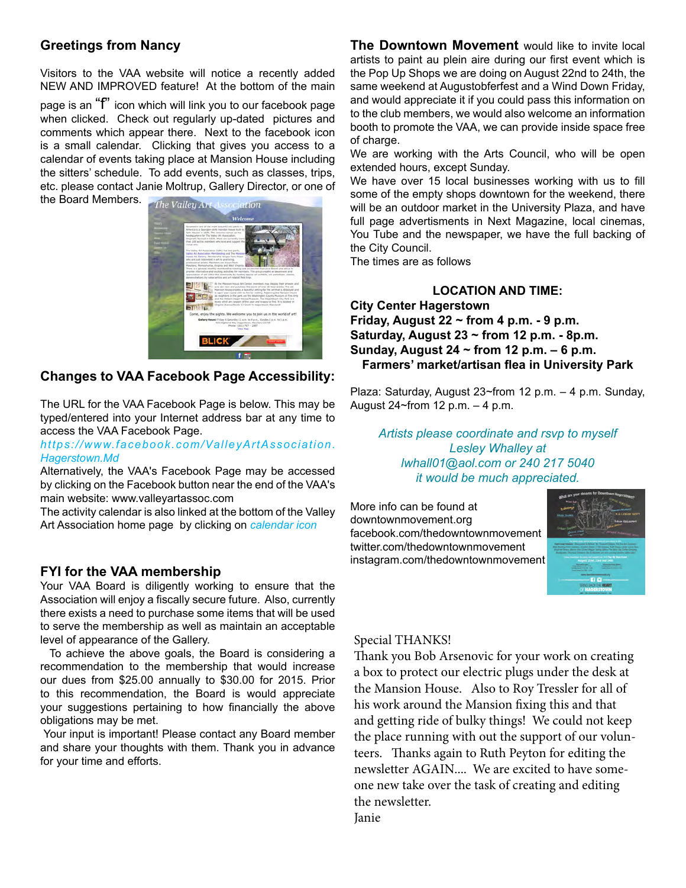## Greetings from Nancy

Visitors to the VAA website will notice a recently added NEW AND IMPROVED feature! At the bottom of the main page is an "f" icon which will link you to our facebook page when clicked. Check out regularly up-dated pictures and comments which appear there. Next to the facebook icon is a small calendar. Clicking that gives you access to a calendar of events taking place at Mansion House including the sitters' schedule. To add events, such as classes, trips, etc. please contact Janie Moltrup, Gallery Director, or one of the Board Members.

## Changes to VAA Facebook Page Accessibility:

The URL for the VAA Facebook Page is below. This may be typed/entered into your Internet address bar at any time to access the VAA Facebook Page.

*https://www.facebook.com/ValleyArtAssociation.Hagerstown.Md*

Alternatively, the VAA's Facebook Page may be accessed by clicking on the Facebook button near the end of the VAA's main website: www.valleyartassoc.com

The activity calendar is also linked at the bottom of the Valley Art Association home page by clicking on *calendar icon*

## FYI for the VAA membership

Your VAA Board is diligently working to ensure that the Association will enjoy a fiscally secure future. Also, currently there exists a need to purchase some items that will be used to serve the membership as well as maintain an acceptable level of appearance of the Gallery.

To achieve the above goals, the Board is considering a recommendation to the membership that would increase our dues from $25.00 annually to $30.00 for 2015. Prior to this recommendation, the Board is would appreciate your suggestions pertaining to how financially the above obligations may be met.

Your input is important! Please contact any Board member and share your thoughts with them. Thank you in advance for your time and efforts.

**The Downtown Movement** would like to invite local artists to paint au plein aire during our first event which is the Pop Up Shops we are doing on August 22nd to 24th, the same weekend at Augustobferfest and a Wind Down Friday, and would appreciate it if you could pass this information on to the club members, we would also welcome an information booth to promote the VAA, we can provide inside space free of charge.

We are working with the Arts Council, who will be open extended hours, except Sunday.

We have over 15 local businesses working with us to fill some of the empty shops downtown for the weekend, there will be an outdoor market in the University Plaza, and have full page advertisments in Next Magazine, local cinemas, You Tube and the newspaper, we have the full backing of the City Council.

The times are as follows

**LOCATION AND TIME:**

**City Center Hagerstown**
**Friday, August 22 ~ from 4 p.m. - 9 p.m.**
**Saturday, August 23 ~ from 12 p.m. - 8p.m.**
**Sunday, August 24 ~ from 12 p.m. – 6 p.m.**
**Farmers' market/artisan flea in University Park**

Plaza: Saturday, August 23~from 12 p.m. – 4 p.m. Sunday, August 24~from 12 p.m. – 4 p.m.

*Artists please coordinate and rsvp to myself Lesley Whalley at lwhall01@aol.com or 240 217 5040 it would be much appreciated.*

More info can be found at
downtownmovement.org
facebook.com/thedowntownmovement
twitter.com/thedowntownmovement
instagram.com/thedowntownmovement

Special THANKS!

Thank you Bob Arsenovic for your work on creating a box to protect our electric plugs under the desk at the Mansion House. Also to Roy Tressler for all of his work around the Mansion fixing this and that and getting ride of bulky things! We could not keep the place running with out the support of our volunteers. Thanks again to Ruth Peyton for editing the newsletter AGAIN.... We are excited to have someone new take over the task of creating and editing the newsletter.

Janie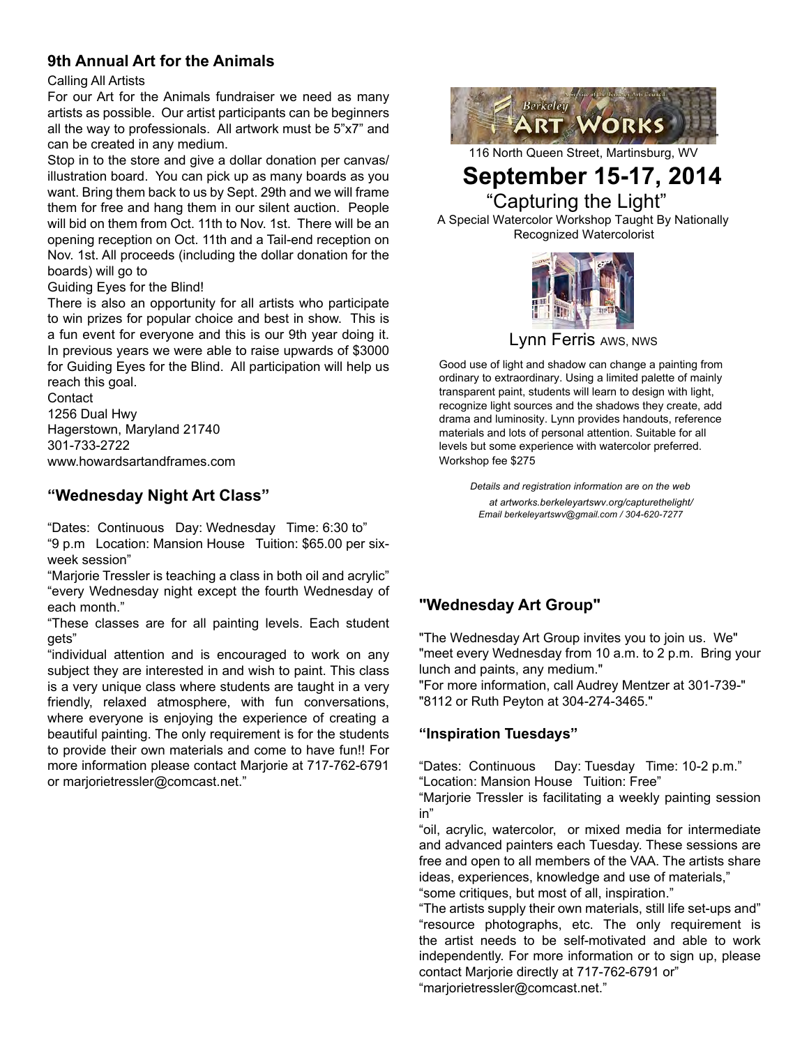## 9th Annual Art for the Animals

Calling All Artists

For our Art for the Animals fundraiser we need as many artists as possible. Our artist participants can be beginners all the way to professionals. All artwork must be 5"x7" and can be created in any medium.

Stop in to the store and give a dollar donation per canvas/illustration board. You can pick up as many boards as you want. Bring them back to us by Sept. 29th and we will frame them for free and hang them in our silent auction. People will bid on them from Oct. 11th to Nov. 1st. There will be an opening reception on Oct. 11th and a Tail-end reception on Nov. 1st. All proceeds (including the dollar donation for the boards) will go to

Guiding Eyes for the Blind!

There is also an opportunity for all artists who participate to win prizes for popular choice and best in show. This is a fun event for everyone and this is our 9th year doing it. In previous years we were able to raise upwards of $3000 for Guiding Eyes for the Blind. All participation will help us reach this goal.

Contact
1256 Dual Hwy
Hagerstown, Maryland 21740
301-733-2722
www.howardsartandframes.com

## "Wednesday Night Art Class"

"Dates: Continuous Day: Wednesday Time: 6:30 to"
"9 p.m Location: Mansion House Tuition: $65.00 per six-week session"

"Marjorie Tressler is teaching a class in both oil and acrylic" "every Wednesday night except the fourth Wednesday of each month."

"These classes are for all painting levels. Each student gets"
"individual attention and is encouraged to work on any subject they are interested in and wish to paint. This class is a very unique class where students are taught in a very friendly, relaxed atmosphere, with fun conversations, where everyone is enjoying the experience of creating a beautiful painting. The only requirement is for the students to provide their own materials and come to have fun!! For more information please contact Marjorie at 717-762-6791 or marjorietressler@comcast.net."

Berkeley ART WORKS

116 North Queen Street, Martinsburg, WV

## September 15-17, 2014

"Capturing the Light"

A Special Watercolor Workshop Taught By Nationally Recognized Watercolorist

Lynn Ferris AWS, NWS

Good use of light and shadow can change a painting from ordinary to extraordinary. Using a limited palette of mainly transparent paint, students will learn to design with light, recognize light sources and the shadows they create, add drama and luminosity. Lynn provides handouts, reference materials and lots of personal attention. Suitable for all levels but some experience with watercolor preferred. Workshop fee $275

*Details and registration information are on the web at artworks.berkeleyartswv.org/capturethelight/*
*Email berkeleyartswv@gmail.com / 304-620-7277*

## "Wednesday Art Group"

"The Wednesday Art Group invites you to join us. We" "meet every Wednesday from 10 a.m. to 2 p.m. Bring your lunch and paints, any medium."

"For more information, call Audrey Mentzer at 301-739-" "8112 or Ruth Peyton at 304-274-3465."

## "Inspiration Tuesdays"

"Dates: Continuous Day: Tuesday Time: 10-2 p.m."
"Location: Mansion House Tuition: Free"

"Marjorie Tressler is facilitating a weekly painting session in"
"oil, acrylic, watercolor, or mixed media for intermediate and advanced painters each Tuesday. These sessions are free and open to all members of the VAA. The artists share ideas, experiences, knowledge and use of materials,"
"some critiques, but most of all, inspiration."

"The artists supply their own materials, still life set-ups and" "resource photographs, etc. The only requirement is the artist needs to be self-motivated and able to work independently. For more information or to sign up, please contact Marjorie directly at 717-762-6791 or"
"marjorietressler@comcast.net."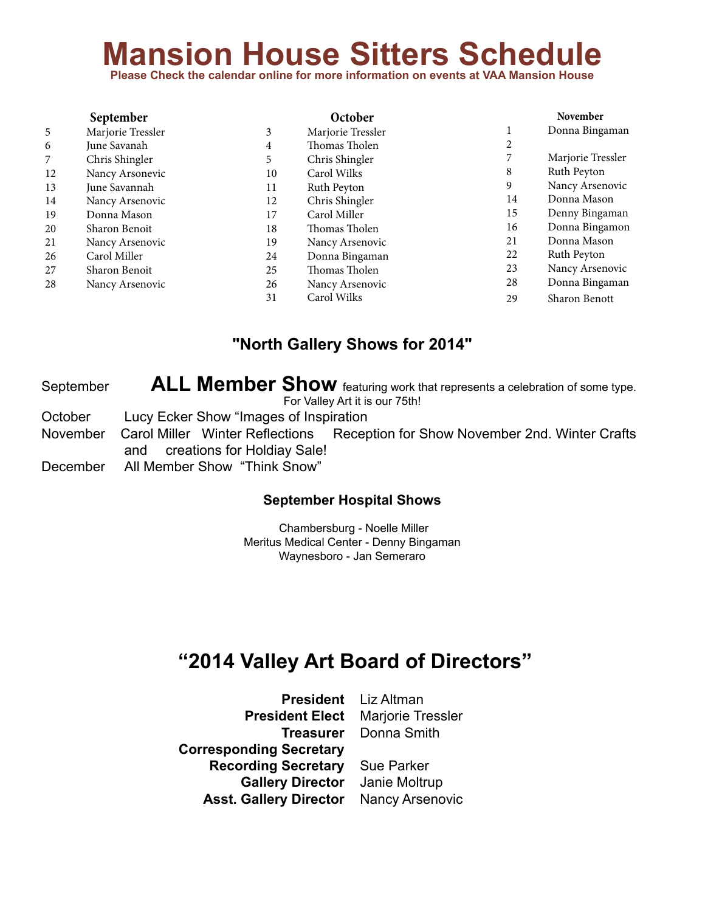# Mansion House Sitters Schedule

**Please Check the calendar online for more information on events at VAA Mansion House**

| September | | October | | November | |
|---|---|---|---|---|---|
| 5 | Marjorie Tressler | 3 | Marjorie Tressler | 1 | Donna Bingaman |
| 6 | June Savanah | 4 | Thomas Tholen | 2 | |
| 7 | Chris Shingler | 5 | Chris Shingler | 7 | Marjorie Tressler |
| 12 | Nancy Arsonevic | 10 | Carol Wilks | 8 | Ruth Peyton |
| 13 | June Savannah | 11 | Ruth Peyton | 9 | Nancy Arsenovic |
| 14 | Nancy Arsenovic | 12 | Chris Shingler | 14 | Donna Mason |
| 19 | Donna Mason | 17 | Carol Miller | 15 | Denny Bingaman |
| 20 | Sharon Benoit | 18 | Thomas Tholen | 16 | Donna Bingamon |
| 21 | Nancy Arsenovic | 19 | Nancy Arsenovic | 21 | Donna Mason |
| 26 | Carol Miller | 24 | Donna Bingaman | 22 | Ruth Peyton |
| 27 | Sharon Benoit | 25 | Thomas Tholen | 23 | Nancy Arsenovic |
| 28 | Nancy Arsenovic | 26 | Nancy Arsenovic | 28 | Donna Bingaman |
| | | 31 | Carol Wilks | 29 | Sharon Benott |

## "North Gallery Shows for 2014"

September **ALL Member Show** featuring work that represents a celebration of some type. For Valley Art it is our 75th!

October Lucy Ecker Show "Images of Inspiration

November Carol Miller Winter Reflections Reception for Show November 2nd. Winter Crafts and creations for Holdiay Sale!

December All Member Show "Think Snow"

### September Hospital Shows

Chambersburg - Noelle Miller
Meritus Medical Center - Denny Bingaman
Waynesboro - Jan Semeraro

## "2014 Valley Art Board of Directors"

| | |
|---|---|
| **President** | Liz Altman |
| **President Elect** | Marjorie Tressler |
| **Treasurer** | Donna Smith |
| **Corresponding Secretary** | |
| **Recording Secretary** | Sue Parker |
| **Gallery Director** | Janie Moltrup |
| **Asst. Gallery Director** | Nancy Arsenovic |